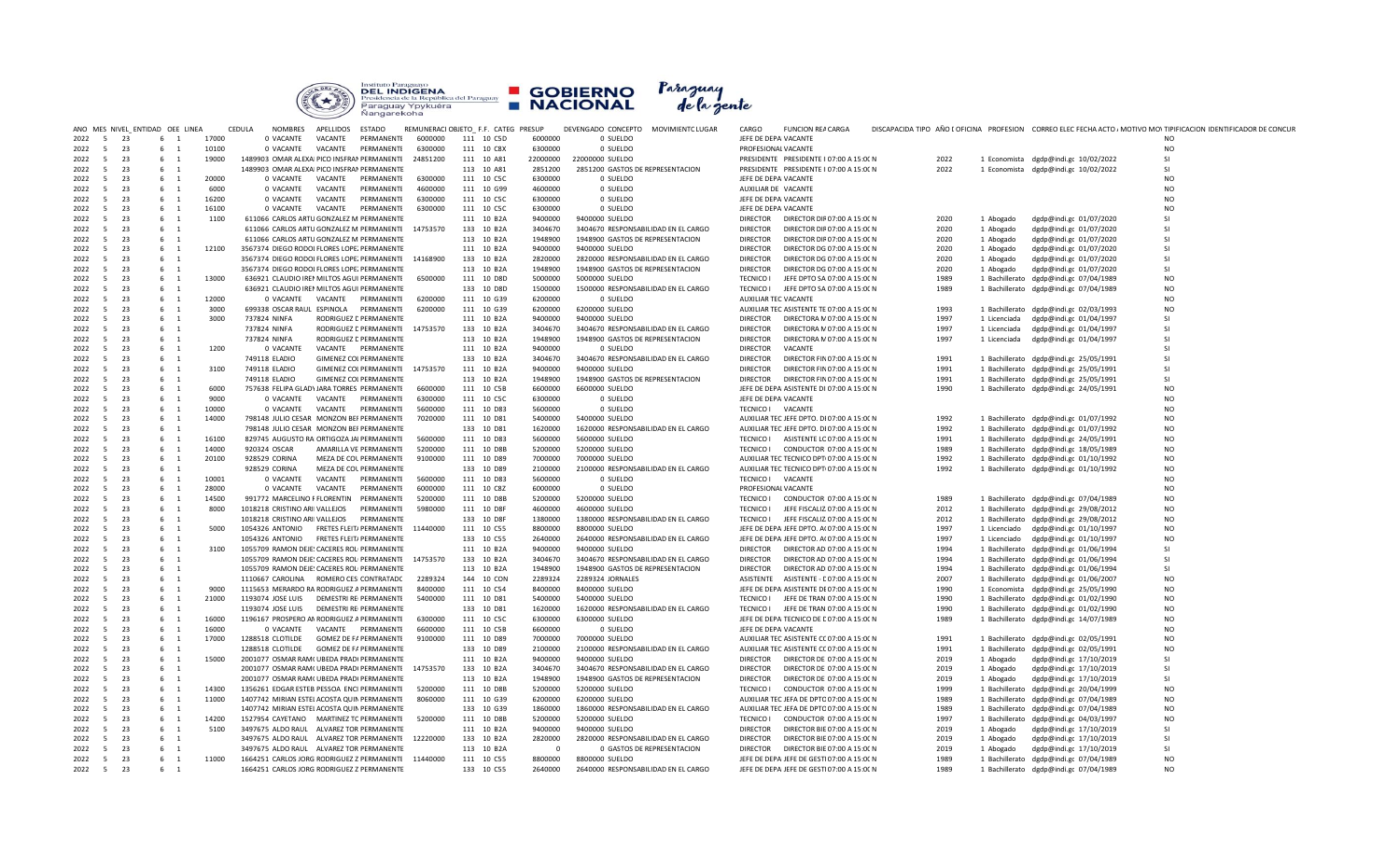| ANO | MES | NIVEL | ENTIDAD | OEE | LINEA | CEDULA | NOMBRES | APELLIDOS | ESTADO | REMUNERACI | OBJETO_ | F.F. | CATEG | PRESUP | DEVENGADO | CONCEPTO | MOVIMIENT | LUGAR | CARGO | FUNCION RE | CARGA | DISCAPACIDA | TIPO | AÑO I | OFICINA | PROFESION | CORREO ELEC | FECHA ACTO | MOTIVO MO | TIPIFICACION | IDENTIFICADOR DE CONCUR |
|---|---|---|---|---|---|---|---|---|---|---|---|---|---|---|---|---|---|---|---|---|---|---|---|---|---|---|---|---|---|---|---|
| 2022 | 5 | 23 | 6 | 1 | 17000 | 0 | VACANTE | | | 6000000 | 111 | 10 | C5D | 6000000 | 0 | SUELDO | | | JEFE DE DEPA | VACANTE | | | | | | | | | | NO | |
| 2022 | 5 | 23 | 6 | 1 | 10100 | 0 | VACANTE | VACANTE | PERMANENTE | 6300000 | 111 | 10 | C8X | 6300000 | 0 | SUELDO | | | PROFESIONAL | VACANTE | | | | | | | | | | NO | |
| 2022 | 5 | 23 | 6 | 1 | 19000 | 1489903 | OMAR ALEXA | PICO INSFRAN | PERMANENTE | 24851200 | 111 | 10 | A81 | 22000000 | 22000000 | SUELDO | | | PRESIDENTE | PRESIDENTE I | 07:00 A 15:00 N | | | 2022 | | 1 Economista | dgdp@indi.gc | 10/02/2022 | | SI | |
| 2022 | 5 | 23 | 6 | 1 | | 1489903 | OMAR ALEXA | PICO INSFRAN | PERMANENTE | | 113 | 10 | A81 | 2851200 | 2851200 | GASTOS DE REPRESENTACION | | | PRESIDENTE | PRESIDENTE I | 07:00 A 15:00 N | | | 2022 | | 1 Economista | dgdp@indi.gc | 10/02/2022 | | SI | |
| 2022 | 5 | 23 | 6 | 1 | 20000 | 0 | VACANTE | VACANTE | PERMANENTE | 6300000 | 111 | 10 | C5C | 6300000 | 0 | SUELDO | | | JEFE DE DEPA | VACANTE | | | | | | | | | | NO | |
| 2022 | 5 | 23 | 6 | 1 | 6000 | 0 | VACANTE | VACANTE | PERMANENTE | 4600000 | 111 | 10 | G99 | 4600000 | 0 | SUELDO | | | AUXILIAR DE | VACANTE | | | | | | | | | | NO | |
| 2022 | 5 | 23 | 6 | 1 | 16200 | 0 | VACANTE | VACANTE | PERMANENTE | 6300000 | 111 | 10 | C5C | 6300000 | 0 | SUELDO | | | JEFE DE DEPA | VACANTE | | | | | | | | | | NO | |
| 2022 | 5 | 23 | 6 | 1 | 16100 | 0 | VACANTE | VACANTE | PERMANENTE | 6300000 | 111 | 10 | C5C | 6300000 | 0 | SUELDO | | | JEFE DE DEPA | VACANTE | | | | | | | | | | NO | |
| 2022 | 5 | 23 | 6 | 1 | 1100 | 611066 | CARLOS ARTU | GONZALEZ M | PERMANENTE | | 111 | 10 | B2A | 9400000 | 9400000 | SUELDO | | | DIRECTOR | DIRECTOR DII | 07:00 A 15:00 N | | | 2020 | | 1 Abogado | dgdp@indi.gc | 01/07/2020 | | SI | |
| 2022 | 5 | 23 | 6 | 1 | | 611066 | CARLOS ARTU | GONZALEZ M | PERMANENTE | 14753570 | 133 | 10 | B2A | 3404670 | 3404670 | RESPONSABILIDAD EN EL CARGO | | | DIRECTOR | DIRECTOR DII | 07:00 A 15:00 N | | | 2020 | | 1 Abogado | dgdp@indi.gc | 01/07/2020 | | SI | |
| 2022 | 5 | 23 | 6 | 1 | | 611066 | CARLOS ARTU | GONZALEZ M | PERMANENTE | | 113 | 10 | B2A | 1948900 | 1948900 | GASTOS DE REPRESENTACION | | | DIRECTOR | DIRECTOR DII | 07:00 A 15:00 N | | | 2020 | | 1 Abogado | dgdp@indi.gc | 01/07/2020 | | SI | |
| 2022 | 5 | 23 | 6 | 1 | 12100 | 3567374 | DIEGO RODOI | FLORES LOPE | PERMANENTE | | 111 | 10 | B2A | 9400000 | 9400000 | SUELDO | | | DIRECTOR | DIRECTOR DG | 07:00 A 15:00 N | | | 2020 | | 1 Abogado | dgdp@indi.gc | 01/07/2020 | | SI | |
| 2022 | 5 | 23 | 6 | 1 | | 3567374 | DIEGO RODOI | FLORES LOPE | PERMANENTE | 14168900 | 133 | 10 | B2A | 2820000 | 2820000 | RESPONSABILIDAD EN EL CARGO | | | DIRECTOR | DIRECTOR DG | 07:00 A 15:00 N | | | 2020 | | 1 Abogado | dgdp@indi.gc | 01/07/2020 | | SI | |
| 2022 | 5 | 23 | 6 | 1 | | 3567374 | DIEGO RODOI | FLORES LOPE | PERMANENTE | | 113 | 10 | B2A | 1948900 | 1948900 | GASTOS DE REPRESENTACION | | | DIRECTOR | DIRECTOR DG | 07:00 A 15:00 N | | | 2020 | | 1 Abogado | dgdp@indi.gc | 01/07/2020 | | SI | |
| 2022 | 5 | 23 | 6 | 1 | 13000 | 636921 | CLAUDIO IREI | MILTOS AGUI | PERMANENTE | 6500000 | 111 | 10 | D8D | 5000000 | 5000000 | SUELDO | | | TECNICO I | JEFE DPTO SA | 07:00 A 15:00 N | | | 1989 | | 1 Bachillerato | dgdp@indi.gc | 07/04/1989 | | NO | |
| 2022 | 5 | 23 | 6 | 1 | | 636921 | CLAUDIO IREI | MILTOS AGUI | PERMANENTE | | 133 | 10 | D8D | 1500000 | 1500000 | RESPONSABILIDAD EN EL CARGO | | | TECNICO I | JEFE DPTO SA | 07:00 A 15:00 N | | | 1989 | | 1 Bachillerato | dgdp@indi.gc | 07/04/1989 | | NO | |
| 2022 | 5 | 23 | 6 | 1 | 12000 | 0 | VACANTE | VACANTE | PERMANENTE | 6200000 | 111 | 10 | G39 | 6200000 | 0 | SUELDO | | | AUXILIAR TEC | VACANTE | | | | | | | | | | NO | |
| 2022 | 5 | 23 | 6 | 1 | 3000 | 699338 | OSCAR RAUL | ESPINOLA | PERMANENTE | 6200000 | 111 | 10 | G39 | 6200000 | 6200000 | SUELDO | | | AUXILIAR TEC | ASISTENTE TE | 07:00 A 15:00 N | | | 1993 | | 1 Bachillerato | dgdp@indi.gc | 02/03/1993 | | NO | |
| 2022 | 5 | 23 | 6 | 1 | 3000 | 737824 | NINFA | RODRIGUEZ D | PERMANENTE | | 111 | 10 | B2A | 9400000 | 9400000 | SUELDO | | | DIRECTOR | DIRECTORA M | 07:00 A 15:00 N | | | 1997 | | 1 Licenciada | dgdp@indi.gc | 01/04/1997 | | SI | |
| 2022 | 5 | 23 | 6 | 1 | | 737824 | NINFA | RODRIGUEZ D | PERMANENTE | 14753570 | 133 | 10 | B2A | 3404670 | 3404670 | RESPONSABILIDAD EN EL CARGO | | | DIRECTOR | DIRECTORA M | 07:00 A 15:00 N | | | 1997 | | 1 Licenciada | dgdp@indi.gc | 01/04/1997 | | SI | |
| 2022 | 5 | 23 | 6 | 1 | | 737824 | NINFA | RODRIGUEZ D | PERMANENTE | | 113 | 10 | B2A | 1948900 | 1948900 | GASTOS DE REPRESENTACION | | | DIRECTOR | DIRECTORA M | 07:00 A 15:00 N | | | 1997 | | 1 Licenciada | dgdp@indi.gc | 01/04/1997 | | SI | |
| 2022 | 5 | 23 | 6 | 1 | 1200 | 0 | VACANTE | VACANTE | PERMANENTE | | 111 | 10 | B2A | 9400000 | 0 | SUELDO | | | DIRECTOR | VACANTE | | | | | | | | | | SI | |
| 2022 | 5 | 23 | 6 | 1 | | 749118 | ELADIO | GIMENEZ COI | PERMANENTE | | 133 | 10 | B2A | 3404670 | 3404670 | RESPONSABILIDAD EN EL CARGO | | | DIRECTOR | DIRECTOR FIN | 07:00 A 15:00 N | | | 1991 | | 1 Bachillerato | dgdp@indi.gc | 25/05/1991 | | SI | |
| 2022 | 5 | 23 | 6 | 1 | 3100 | 749118 | ELADIO | GIMENEZ COI | PERMANENTE | 14753570 | 111 | 10 | B2A | 9400000 | 9400000 | SUELDO | | | DIRECTOR | DIRECTOR FIN | 07:00 A 15:00 N | | | 1991 | | 1 Bachillerato | dgdp@indi.gc | 25/05/1991 | | SI | |
| 2022 | 5 | 23 | 6 | 1 | | 749118 | ELADIO | GIMENEZ COI | PERMANENTE | | 113 | 10 | B2A | 1948900 | 1948900 | GASTOS DE REPRESENTACION | | | DIRECTOR | DIRECTOR FIN | 07:00 A 15:00 N | | | 1991 | | 1 Bachillerato | dgdp@indi.gc | 25/05/1991 | | SI | |
| 2022 | 5 | 23 | 6 | 1 | 6000 | 757638 | FELIPA GLADY | ARA TORRES | PERMANENTE | 6600000 | 111 | 10 | C5B | 6600000 | 6600000 | SUELDO | | | JEFE DE DEPA | ASISTENTE DI | 07:00 A 15:00 N | | | 1990 | | 1 Bachillerato | dgdp@indi.gc | 24/05/1991 | | NO | |
| 2022 | 5 | 23 | 6 | 1 | 9000 | 0 | VACANTE | VACANTE | PERMANENTE | 6300000 | 111 | 10 | C5C | 6300000 | 0 | SUELDO | | | JEFE DE DEPA | VACANTE | | | | | | | | | | NO | |
| 2022 | 5 | 23 | 6 | 1 | 10000 | 0 | VACANTE | VACANTE | PERMANENTE | 5600000 | 111 | 10 | D83 | 5600000 | 0 | SUELDO | | | TECNICO I | VACANTE | | | | | | | | | | NO | |
| 2022 | 5 | 23 | 6 | 1 | 14000 | 798148 | JULIO CESAR | MONZON BEI | PERMANENTE | 7020000 | 111 | 10 | D81 | 5400000 | 5400000 | SUELDO | | | AUXILIAR TEC | JEFE DPTO. DI | 07:00 A 15:00 N | | | 1992 | | 1 Bachillerato | dgdp@indi.gc | 01/07/1992 | | NO | |
| 2022 | 5 | 23 | 6 | 1 | | 798148 | JULIO CESAR | MONZON BEI | PERMANENTE | | 133 | 10 | D81 | 1620000 | 1620000 | RESPONSABILIDAD EN EL CARGO | | | AUXILIAR TEC | JEFE DPTO. DI | 07:00 A 15:00 N | | | 1992 | | 1 Bachillerato | dgdp@indi.gc | 01/07/1992 | | NO | |
| 2022 | 5 | 23 | 6 | 1 | 16100 | 829745 | AUGUSTO RA | ORTIGOZA JA | PERMANENTE | 5600000 | 111 | 10 | D83 | 5600000 | 5600000 | SUELDO | | | TECNICO I | ASISTENTE LC | 07:00 A 15:00 N | | | 1991 | | 1 Bachillerato | dgdp@indi.gc | 24/05/1991 | | NO | |
| 2022 | 5 | 23 | 6 | 1 | 14000 | 920324 | OSCAR | AMARILLA VE | PERMANENTE | 5200000 | 111 | 10 | D8B | 5200000 | 5200000 | SUELDO | | | TECNICO I | CONDUCTOR | 07:00 A 15:00 N | | | 1989 | | 1 Bachillerato | dgdp@indi.gc | 18/05/1989 | | NO | |
| 2022 | 5 | 23 | 6 | 1 | 20100 | 928529 | CORINA | MEZA DE COL | PERMANENTE | 9100000 | 111 | 10 | D89 | 7000000 | 7000000 | SUELDO | | | AUXILIAR TEC | TECNICO DPT | 07:00 A 15:00 N | | | 1992 | | 1 Bachillerato | dgdp@indi.gc | 01/10/1992 | | NO | |
| 2022 | 5 | 23 | 6 | 1 | | 928529 | CORINA | MEZA DE COL | PERMANENTE | | 133 | 10 | D89 | 2100000 | 2100000 | RESPONSABILIDAD EN EL CARGO | | | AUXILIAR TEC | TECNICO DPT | 07:00 A 15:00 N | | | 1992 | | 1 Bachillerato | dgdp@indi.gc | 01/10/1992 | | NO | |
| 2022 | 5 | 23 | 6 | 1 | 10001 | 0 | VACANTE | VACANTE | PERMANENTE | 5600000 | 111 | 10 | D83 | 5600000 | 0 | SUELDO | | | TECNICO I | VACANTE | | | | | | | | | | NO | |
| 2022 | 5 | 23 | 6 | 1 | 28000 | 0 | VACANTE | VACANTE | PERMANENTE | 6000000 | 111 | 10 | C8Z | 6000000 | 0 | SUELDO | | | PROFESIONAL | VACANTE | | | | | | | | | | NO | |
| 2022 | 5 | 23 | 6 | 1 | 14500 | 991772 | MARCELINO F | FLORENTIN | PERMANENTE | 5200000 | 111 | 10 | D8B | 5200000 | 5200000 | SUELDO | | | TECNICO I | CONDUCTOR | 07:00 A 15:00 N | | | 1989 | | 1 Bachillerato | dgdp@indi.gc | 07/04/1989 | | NO | |
| 2022 | 5 | 23 | 6 | 1 | 8000 | 1018218 | CRISTINO ARI | VALLEJOS | PERMANENTE | 5980000 | 111 | 10 | D8F | 4600000 | 4600000 | SUELDO | | | TECNICO I | JEFE FISCALIZ | 07:00 A 15:00 N | | | 2012 | | 1 Bachillerato | dgdp@indi.gc | 29/08/2012 | | NO | |
| 2022 | 5 | 23 | 6 | 1 | | 1018218 | CRISTINO ARI | VALLEJOS | PERMANENTE | | 133 | 10 | D8F | 1380000 | 1380000 | RESPONSABILIDAD EN EL CARGO | | | TECNICO I | JEFE FISCALIZ | 07:00 A 15:00 N | | | 2012 | | 1 Bachillerato | dgdp@indi.gc | 29/08/2012 | | NO | |
| 2022 | 5 | 23 | 6 | 1 | 5000 | 1054326 | ANTONIO | FRETES FLEIT | PERMANENTE | 11440000 | 111 | 10 | C55 | 8800000 | 8800000 | SUELDO | | | JEFE DE DEPA | JEFE DPTO. A | 07:00 A 15:00 N | | | 1997 | | 1 Licenciado | dgdp@indi.gc | 01/10/1997 | | NO | |
| 2022 | 5 | 23 | 6 | 1 | | 1054326 | ANTONIO | FRETES FLEIT | PERMANENTE | | 133 | 10 | C55 | 2640000 | 2640000 | RESPONSABILIDAD EN EL CARGO | | | JEFE DE DEPA | JEFE DPTO. A | 07:00 A 15:00 N | | | 1997 | | 1 Licenciado | dgdp@indi.gc | 01/10/1997 | | NO | |
| 2022 | 5 | 23 | 6 | 1 | 3100 | 1055709 | RAMON DEJE | CACERES ROL | PERMANENTE | | 111 | 10 | B2A | 9400000 | 9400000 | SUELDO | | | DIRECTOR | DIRECTOR AD | 07:00 A 15:00 N | | | 1994 | | 1 Bachillerato | dgdp@indi.gc | 01/06/1994 | | SI | |
| 2022 | 5 | 23 | 6 | 1 | | 1055709 | RAMON DEJE | CACERES ROL | PERMANENTE | 14753570 | 133 | 10 | B2A | 3404670 | 3404670 | RESPONSABILIDAD EN EL CARGO | | | DIRECTOR | DIRECTOR AD | 07:00 A 15:00 N | | | 1994 | | 1 Bachillerato | dgdp@indi.gc | 01/06/1994 | | SI | |
| 2022 | 5 | 23 | 6 | 1 | | 1055709 | RAMON DEJE | CACERES ROL | PERMANENTE | | 113 | 10 | B2A | 1948900 | 1948900 | GASTOS DE REPRESENTACION | | | DIRECTOR | DIRECTOR AD | 07:00 A 15:00 N | | | 1994 | | 1 Bachillerato | dgdp@indi.gc | 01/06/1994 | | SI | |
| 2022 | 5 | 23 | 6 | 1 | | 1110667 | CAROLINA | ROMERO CES | CONTRATADO | 2289324 | 144 | 10 | CON | 2289324 | 2289324 | JORNALES | | | ASISTENTE | ASISTENTE - C | 07:00 A 15:00 N | | | 2007 | | 1 Bachillerato | dgdp@indi.gc | 01/06/2007 | | NO | |
| 2022 | 5 | 23 | 6 | 1 | 9000 | 1115653 | MERARDO RA | RODRIGUEZ A | PERMANENTE | 8400000 | 111 | 10 | C54 | 8400000 | 8400000 | SUELDO | | | JEFE DE DEPA | ASISTENTE DI | 07:00 A 15:00 N | | | 1990 | | 1 Economista | dgdp@indi.gc | 25/05/1990 | | NO | |
| 2022 | 5 | 23 | 6 | 1 | 21000 | 1193074 | JOSE LUIS | DEMESTRI RE | PERMANENTE | 5400000 | 111 | 10 | D81 | 5400000 | 5400000 | SUELDO | | | TECNICO I | JEFE DE TRAN | 07:00 A 15:00 N | | | 1990 | | 1 Bachillerato | dgdp@indi.gc | 01/02/1990 | | NO | |
| 2022 | 5 | 23 | 6 | 1 | | 1193074 | JOSE LUIS | DEMESTRI RE | PERMANENTE | | 133 | 10 | D81 | 1620000 | 1620000 | RESPONSABILIDAD EN EL CARGO | | | TECNICO I | JEFE DE TRAN | 07:00 A 15:00 N | | | 1990 | | 1 Bachillerato | dgdp@indi.gc | 01/02/1990 | | NO | |
| 2022 | 5 | 23 | 6 | 1 | 16000 | 1196167 | PROSPERO AI | RODRIGUEZ A | PERMANENTE | 6300000 | 111 | 10 | C5C | 6300000 | 6300000 | SUELDO | | | JEFE DE DEPA | TECNICO DE L | 07:00 A 15:00 N | | | 1989 | | 1 Bachillerato | dgdp@indi.gc | 14/07/1989 | | NO | |
| 2022 | 5 | 23 | 6 | 1 | 16000 | 0 | VACANTE | VACANTE | PERMANENTE | 6600000 | 111 | 10 | C5B | 6600000 | 0 | SUELDO | | | JEFE DE DEPA | VACANTE | | | | | | | | | | NO | |
| 2022 | 5 | 23 | 6 | 1 | 17000 | 1288518 | CLOTILDE | GOMEZ DE FA | PERMANENTE | 9100000 | 111 | 10 | D89 | 7000000 | 7000000 | SUELDO | | | AUXILIAR TEC | ASISTENTE CC | 07:00 A 15:00 N | | | 1991 | | 1 Bachillerato | dgdp@indi.gc | 02/05/1991 | | NO | |
| 2022 | 5 | 23 | 6 | 1 | | 1288518 | CLOTILDE | GOMEZ DE FA | PERMANENTE | | 133 | 10 | D89 | 2100000 | 2100000 | RESPONSABILIDAD EN EL CARGO | | | AUXILIAR TEC | ASISTENTE CC | 07:00 A 15:00 N | | | 1991 | | 1 Bachillerato | dgdp@indi.gc | 02/05/1991 | | NO | |
| 2022 | 5 | 23 | 6 | 1 | 15000 | 2001077 | OSMAR RAMO | UBEDA PRADI | PERMANENTE | | 111 | 10 | B2A | 9400000 | 9400000 | SUELDO | | | DIRECTOR | DIRECTOR DE | 07:00 A 15:00 N | | | 2019 | | 1 Abogado | dgdp@indi.gc | 17/10/2019 | | SI | |
| 2022 | 5 | 23 | 6 | 1 | | 2001077 | OSMAR RAMO | UBEDA PRADI | PERMANENTE | 14753570 | 133 | 10 | B2A | 3404670 | 3404670 | RESPONSABILIDAD EN EL CARGO | | | DIRECTOR | DIRECTOR DE | 07:00 A 15:00 N | | | 2019 | | 1 Abogado | dgdp@indi.gc | 17/10/2019 | | SI | |
| 2022 | 5 | 23 | 6 | 1 | | 2001077 | OSMAR RAMO | UBEDA PRADI | PERMANENTE | | 113 | 10 | B2A | 1948900 | 1948900 | GASTOS DE REPRESENTACION | | | DIRECTOR | DIRECTOR DE | 07:00 A 15:00 N | | | 2019 | | 1 Abogado | dgdp@indi.gc | 17/10/2019 | | SI | |
| 2022 | 5 | 23 | 6 | 1 | 14300 | 1356261 | EDGAR ESTEB | PESSOA ENCI | PERMANENTE | 5200000 | 111 | 10 | D8B | 5200000 | 5200000 | SUELDO | | | TECNICO I | CONDUCTOR | 07:00 A 15:00 N | | | 1999 | | 1 Bachillerato | dgdp@indi.gc | 20/04/1999 | | NO | |
| 2022 | 5 | 23 | 6 | 1 | 11000 | 1407742 | MIRIAN ESTEI | ACOSTA QUIN | PERMANENTE | 8060000 | 111 | 10 | G39 | 6200000 | 6200000 | SUELDO | | | AUXILIAR TEC | JEFA DE DPTC | 07:00 A 15:00 N | | | 1989 | | 1 Bachillerato | dgdp@indi.gc | 07/04/1989 | | NO | |
| 2022 | 5 | 23 | 6 | 1 | | 1407742 | MIRIAN ESTEI | ACOSTA QUIN | PERMANENTE | | 133 | 10 | G39 | 1860000 | 1860000 | RESPONSABILIDAD EN EL CARGO | | | AUXILIAR TEC | JEFA DE DPTC | 07:00 A 15:00 N | | | 1989 | | 1 Bachillerato | dgdp@indi.gc | 07/04/1989 | | NO | |
| 2022 | 5 | 23 | 6 | 1 | 14200 | 1527954 | CAYETANO | MARTINEZ TC | PERMANENTE | 5200000 | 111 | 10 | D8B | 5200000 | 5200000 | SUELDO | | | TECNICO I | CONDUCTOR | 07:00 A 15:00 N | | | 1997 | | 1 Bachillerato | dgdp@indi.gc | 04/03/1997 | | NO | |
| 2022 | 5 | 23 | 6 | 1 | 5100 | 3497675 | ALDO RAUL | ALVAREZ TOR | PERMANENTE | | 111 | 10 | B2A | 9400000 | 9400000 | SUELDO | | | DIRECTOR | DIRECTOR BIE | 07:00 A 15:00 N | | | 2019 | | 1 Abogado | dgdp@indi.gc | 17/10/2019 | | SI | |
| 2022 | 5 | 23 | 6 | 1 | | 3497675 | ALDO RAUL | ALVAREZ TOR | PERMANENTE | 12220000 | 133 | 10 | B2A | 2820000 | 2820000 | RESPONSABILIDAD EN EL CARGO | | | DIRECTOR | DIRECTOR BIE | 07:00 A 15:00 N | | | 2019 | | 1 Abogado | dgdp@indi.gc | 17/10/2019 | | SI | |
| 2022 | 5 | 23 | 6 | 1 | | 3497675 | ALDO RAUL | ALVAREZ TOR | PERMANENTE | | 113 | 10 | B2A | 0 | 0 | GASTOS DE REPRESENTACION | | | DIRECTOR | DIRECTOR BIE | 07:00 A 15:00 N | | | 2019 | | 1 Abogado | dgdp@indi.gc | 17/10/2019 | | SI | |
| 2022 | 5 | 23 | 6 | 1 | 11000 | 1664251 | CARLOS JORG | RODRIGUEZ Z | PERMANENTE | 11440000 | 111 | 10 | C55 | 8800000 | 8800000 | SUELDO | | | JEFE DE DEPA | JEFE DE GESTI | 07:00 A 15:00 N | | | 1989 | | 1 Bachillerato | dgdp@indi.gc | 07/04/1989 | | NO | |
| 2022 | 5 | 23 | 6 | 1 | | 1664251 | CARLOS JORG | RODRIGUEZ Z | PERMANENTE | | 133 | 10 | C55 | 2640000 | 2640000 | RESPONSABILIDAD EN EL CARGO | | | JEFE DE DEPA | JEFE DE GESTI | 07:00 A 15:00 N | | | 1989 | | 1 Bachillerato | dgdp@indi.gc | 07/04/1989 | | NO | |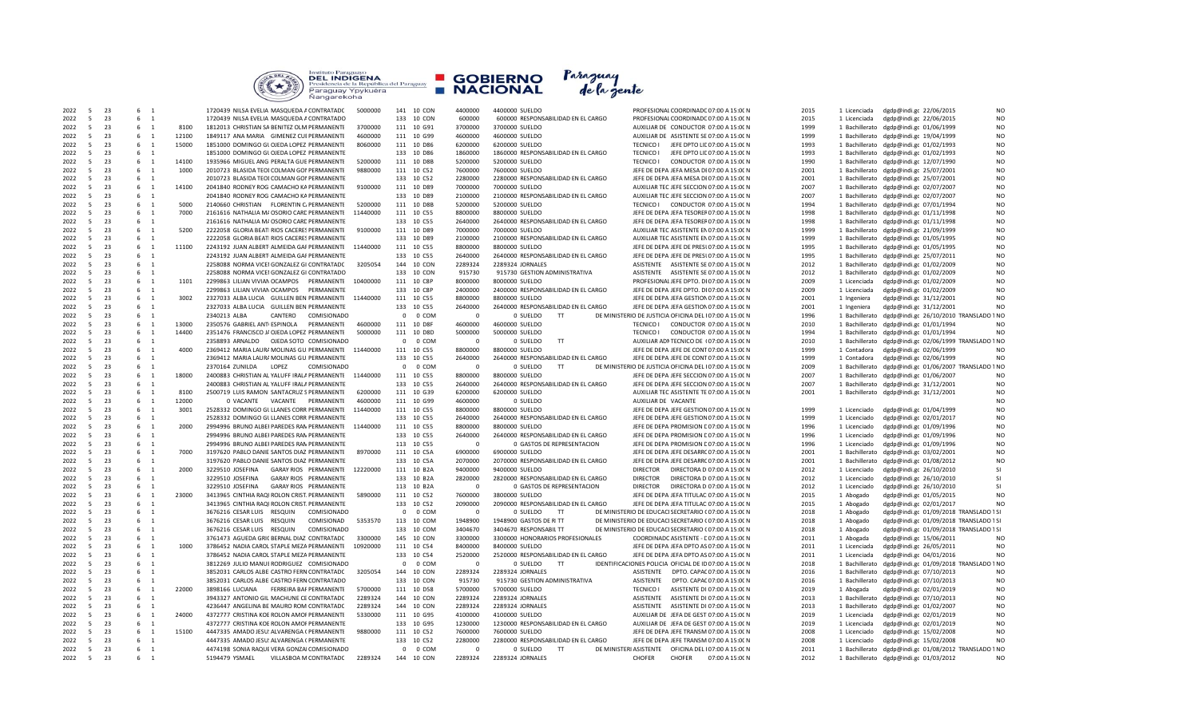| | | | | | | | | | | | | | | | | | |
|---|---|---|---|---|---|---|---|---|---|---|---|---|---|---|---|---|---|
| 2022 | 5 | 23 | 6 | 1 | | 1720439 NILSA EVELIA MASQUEDA A CONTRATADC | 5000000 | 141 | 10 | CON | 4400000 | 4400000 SUELDO | PROFESIONAL COORDINADC 07:00 A 15:0C N | 2015 | 1 Licenciada | dgdp@indi.gc 22/06/2015 | NO |
| 2022 | 5 | 23 | 6 | 1 | | 1720439 NILSA EVELIA MASQUEDA A CONTRATADC | | 133 | 10 | CON | 600000 | 600000 RESPONSABILIDAD EN EL CARGO | PROFESIONAL COORDINADC 07:00 A 15:0C N | 2015 | 1 Licenciada | dgdp@indi.gc 22/06/2015 | NO |
| 2022 | 5 | 23 | 6 | 1 | 8100 | 1812013 CHRISTIAN SA BENITEZ OLM PERMANENTE | 3700000 | 111 | 10 | G91 | 3700000 | 3700000 SUELDO | AUXILIAR DE CONDUCTOR 07:00 A 15:0C N | 1999 | 1 Bachillerato | dgdp@indi.gc 01/06/1999 | NO |
| 2022 | 5 | 23 | 6 | 1 | 12100 | 1849117 ANA MARIA GIMENEZ CUI PERMANENTE | 4600000 | 111 | 10 | G99 | 4600000 | 4600000 SUELDO | AUXILIAR DE ASISTENTE SE 07:00 A 15:0C N | 1999 | 1 Bachillerato | dgdp@indi.gc 19/04/1999 | NO |
| 2022 | 5 | 23 | 6 | 1 | 15000 | 1851000 DOMINGO GL OJEDA LOPEZ PERMANENTE | 8060000 | 111 | 10 | D86 | 6200000 | 6200000 SUELDO | TECNICO I JEFE DPTO LIC 07:00 A 15:0C N | 1993 | 1 Bachillerato | dgdp@indi.gc 01/02/1993 | NO |
| 2022 | 5 | 23 | 6 | 1 | | 1851000 DOMINGO GL OJEDA LOPEZ PERMANENTE | | 133 | 10 | D86 | 1860000 | 1860000 RESPONSABILIDAD EN EL CARGO | TECNICO I JEFE DPTO LIC 07:00 A 15:0C N | 1993 | 1 Bachillerato | dgdp@indi.gc 01/02/1993 | NO |
| 2022 | 5 | 23 | 6 | 1 | 14100 | 1935966 MIGUEL ANG PERALTA GUE PERMANENTE | 5200000 | 111 | 10 | D8B | 5200000 | 5200000 SUELDO | TECNICO I CONDUCTOR 07:00 A 15:0C N | 1990 | 1 Bachillerato | dgdp@indi.gc 12/07/1990 | NO |
| 2022 | 5 | 23 | 6 | 1 | 1000 | 2010723 BLASIDA TEOI COLMAN GOF PERMANENTE | 9880000 | 111 | 10 | C52 | 7600000 | 7600000 SUELDO | JEFE DE DEPA JEFA MESA D 07:00 A 15:0C N | 2001 | 1 Bachillerato | dgdp@indi.gc 25/07/2001 | NO |
| 2022 | 5 | 23 | 6 | 1 | | 2010723 BLASIDA TEOI COLMAN GOF PERMANENTE | | 133 | 10 | C52 | 2280000 | 2280000 RESPONSABILIDAD EN EL CARGO | JEFE DE DEPA JEFA MESA D 07:00 A 15:0C N | 2001 | 1 Bachillerato | dgdp@indi.gc 25/07/2001 | NO |
| 2022 | 5 | 23 | 6 | 1 | 14100 | 2041840 RODNEY ROG CAMACHO KA PERMANENTE | 9100000 | 111 | 10 | D89 | 7000000 | 7000000 SUELDO | AUXILIAR TEC JEFE SECCION 07:00 A 15:0C N | 2007 | 1 Bachillerato | dgdp@indi.gc 02/07/2007 | NO |
| 2022 | 5 | 23 | 6 | 1 | | 2041840 RODNEY ROG CAMACHO KA PERMANENTE | | 133 | 10 | D89 | 2100000 | 2100000 RESPONSABILIDAD EN EL CARGO | AUXILIAR TEC JEFE SECCION 07:00 A 15:0C N | 2007 | 1 Bachillerato | dgdp@indi.gc 02/07/2007 | NO |
| 2022 | 5 | 23 | 6 | 1 | 5000 | 2140660 CHRISTIAN FLORENTIN G PERMANENTE | 5200000 | 111 | 10 | D8B | 5200000 | 5200000 SUELDO | TECNICO I CONDUCTOR 07:00 A 15:0C N | 1994 | 1 Bachillerato | dgdp@indi.gc 07/01/1994 | NO |
| 2022 | 5 | 23 | 6 | 1 | 7000 | 2161616 NATHALIA M/ OSORIO CARC PERMANENTE | 11440000 | 111 | 10 | C55 | 8800000 | 8800000 SUELDO | JEFE DE DEPA JEFA TESORE 07:00 A 15:0C N | 1998 | 1 Bachillerato | dgdp@indi.gc 01/11/1998 | NO |
| 2022 | 5 | 23 | 6 | 1 | | 2161616 NATHALIA M/ OSORIO CARC PERMANENTE | | 133 | 10 | C55 | 2640000 | 2640000 RESPONSABILIDAD EN EL CARGO | JEFE DE DEPA JEFA TESORE 07:00 A 15:0C N | 1998 | 1 Bachillerato | dgdp@indi.gc 01/11/1998 | NO |
| 2022 | 5 | 23 | 6 | 1 | 5200 | 2222058 GLORIA BEATI RIOS CACERES PERMANENTE | 9100000 | 111 | 10 | D89 | 7000000 | 7000000 SUELDO | AUXILIAR TEC ASISTENTE EN 07:00 A 15:0C N | 1999 | 1 Bachillerato | dgdp@indi.gc 21/09/1999 | NO |
| 2022 | 5 | 23 | 6 | 1 | | 2222058 GLORIA BEATI RIOS CACERES PERMANENTE | | 133 | 10 | D89 | 2100000 | 2100000 RESPONSABILIDAD EN EL CARGO | AUXILIAR TEC ASISTENTE EN 07:00 A 15:0C N | 1999 | 1 Bachillerato | dgdp@indi.gc 01/05/1995 | NO |
| 2022 | 5 | 23 | 6 | 1 | 11100 | 2243192 JUAN ALBERT ALMEIDA GAF PERMANENTE | 11440000 | 111 | 10 | C55 | 8800000 | 8800000 SUELDO | JEFE DE DEPA JEFE DE PRES 07:00 A 15:0C N | 1995 | 1 Bachillerato | dgdp@indi.gc 01/05/1995 | NO |
| 2022 | 5 | 23 | 6 | 1 | | 2243192 JUAN ALBERT ALMEIDA GAF PERMANENTE | | 133 | 10 | C55 | 2640000 | 2640000 RESPONSABILIDAD EN EL CARGO | JEFE DE DEPA JEFE DE PRES 07:00 A 15:0C N | 1995 | 1 Bachillerato | dgdp@indi.gc 25/07/2011 | NO |
| 2022 | 5 | 23 | 6 | 1 | | 2258088 NORMA VICEI GONZALEZ GI CONTRATADC | 3205054 | 144 | 10 | CON | 2289324 | 2289324 JORNALES | ASISTENTE ASISTENTE SE 07:00 A 15:0C N | 2012 | 1 Bachillerato | dgdp@indi.gc 01/02/2009 | NO |
| 2022 | 5 | 23 | 6 | 1 | | 2258088 NORMA VICEI GONZALEZ GI CONTRATADC | | 133 | 10 | CON | 915730 | 915730 GESTION ADMINISTRATIVA | ASISTENTE ASISTENTE SE 07:00 A 15:0C N | 2012 | 1 Bachillerato | dgdp@indi.gc 01/02/2009 | NO |
| 2022 | 5 | 23 | 6 | 1 | 1101 | 2299863 LILIAN VIVIAN OCAMPOS PERMANENTE | 10400000 | 111 | 10 | C8P | 8000000 | 8000000 SUELDO | PROFESIONAL JEFE DPTO. DI 07:00 A 15:0C N | 2009 | 1 Licenciada | dgdp@indi.gc 01/02/2009 | NO |
| 2022 | 5 | 23 | 6 | 1 | | 2299863 LILIAN VIVIAN OCAMPOS PERMANENTE | | 133 | 10 | C8P | 2400000 | 2400000 RESPONSABILIDAD EN EL CARGO | JEFE DE DEPA JEFE DPTO. DI 07:00 A 15:0C N | 2009 | 1 Licenciada | dgdp@indi.gc 01/02/2009 | NO |
| 2022 | 5 | 23 | 6 | 1 | 3002 | 2327033 ALBA LUCIA GUILLEN BEN PERMANENTE | 11440000 | 111 | 10 | C55 | 8800000 | 8800000 SUELDO | JEFE DE DEPA JEFA GESTION 07:00 A 15:0C N | 2001 | 1 Ingeniera | dgdp@indi.gc 31/12/2001 | NO |
| 2022 | 5 | 23 | 6 | 1 | | 2327033 ALBA LUCIA GUILLEN BEN PERMANENTE | | 133 | 10 | C55 | 2640000 | 2640000 RESPONSABILIDAD EN EL CARGO | JEFE DE DEPA JEFA GESTION 07:00 A 15:0C N | 2001 | 1 Ingeniera | dgdp@indi.gc 31/12/2001 | NO |
| 2022 | 5 | 23 | 6 | 1 | | 2340213 ALBA CANTERO COMISIONADO | | 0 | 0 | COM | 0 | 0 SUELDO TT | DE MINISTERIO DE JUSTICIA OFICINA DEL I 07:00 A 15:0C N | 1996 | 1 Bachillerato | dgdp@indi.gc 26/10/2010 TRANSLADO 1 | NO |
| 2022 | 5 | 23 | 6 | 1 | 13000 | 2350576 GABRIEL ANTI ESPINOLA PERMANENTE | 4600000 | 111 | 10 | D8F | 4600000 | 4600000 SUELDO | TECNICO I CONDUCTOR 07:00 A 15:0C N | 2010 | 1 Bachillerato | dgdp@indi.gc 01/01/1994 | NO |
| 2022 | 5 | 23 | 6 | 1 | 14400 | 2351476 FRANCISCO J/ OJEDA LOPEZ PERMANENTE | 5000000 | 111 | 10 | D8D | 5000000 | 5000000 SUELDO | TECNICO I CONDUCTOR 07:00 A 15:0C N | 1994 | 1 Bachillerato | dgdp@indi.gc 01/01/1994 | NO |
| 2022 | 5 | 23 | 6 | 1 | | 2358893 ARNALDO OJEDA SOTO COMISIONADO | | 0 | 0 | COM | 0 | 0 SUELDO TT | AUXILIAR ADM TECNICO DE I 07:00 A 15:0C N | 2010 | 1 Bachillerato | dgdp@indi.gc 02/06/1999 TRANSLADO 1 | NO |
| 2022 | 5 | 23 | 6 | 1 | 4000 | 2369412 MARIA LAURA MOLINAS GU PERMANENTE | 11440000 | 111 | 10 | C55 | 8800000 | 8800000 SUELDO | JEFE DE DEPA JEFE DE CONT 07:00 A 15:0C N | 1999 | 1 Contadora | dgdp@indi.gc 02/06/1999 | NO |
| 2022 | 5 | 23 | 6 | 1 | | 2369412 MARIA LAURA MOLINAS GU PERMANENTE | | 133 | 10 | C55 | 2640000 | 2640000 RESPONSABILIDAD EN EL CARGO | JEFE DE DEPA JEFE DE CONT 07:00 A 15:0C N | 1999 | 1 Contadora | dgdp@indi.gc 02/06/1999 | NO |
| 2022 | 5 | 23 | 6 | 1 | | 2370164 ZUNILDA LOPEZ COMISIONADO | | 0 | 0 | COM | 0 | 0 SUELDO TT | DE MINISTERIO DE JUSTICIA OFICINA DEL I 07:00 A 15:0C N | 2009 | 1 Bachillerato | dgdp@indi.gc 01/06/2007 TRANSLADO 1 | NO |
| 2022 | 5 | 23 | 6 | 1 | 18000 | 2400883 CHRISTIAN AL YALUFF IRAL PERMANENTE | 11440000 | 111 | 10 | C55 | 8800000 | 8800000 SUELDO | JEFE DE DEPA JEFE SECCION 07:00 A 15:0C N | 2007 | 1 Bachillerato | dgdp@indi.gc 01/06/2007 | NO |
| 2022 | 5 | 23 | 6 | 1 | | 2400883 CHRISTIAN AL YALUFF IRAL PERMANENTE | | 133 | 10 | C55 | 2640000 | 2640000 RESPONSABILIDAD EN EL CARGO | JEFE DE DEPA JEFE SECCION 07:00 A 15:0C N | 2007 | 1 Bachillerato | dgdp@indi.gc 31/12/2001 | NO |
| 2022 | 5 | 23 | 6 | 1 | 8100 | 2500719 LUIS RAMON SANTACRUZ S PERMANENTE | 6200000 | 111 | 10 | G39 | 6200000 | 6200000 SUELDO | AUXILIAR TEC ASISTENTE TE 07:00 A 15:0C N | 2001 | 1 Bachillerato | dgdp@indi.gc 31/12/2001 | NO |
| 2022 | 5 | 23 | 6 | 1 | 12000 | 0 VACANTE VACANTE PERMANENTE | 4600000 | 111 | 10 | G99 | 4600000 | 0 SUELDO | AUXILIAR DE VACANTE | | | | NO |
| 2022 | 5 | 23 | 6 | 1 | 3001 | 2528332 DOMINGO GL LLANES CORR PERMANENTE | 11440000 | 111 | 10 | C55 | 8800000 | 8800000 SUELDO | JEFE DE DEPA JEFE GESTION 07:00 A 15:0C N | 1999 | 1 Licenciado | dgdp@indi.gc 01/04/1999 | NO |
| 2022 | 5 | 23 | 6 | 1 | | 2528332 DOMINGO GL LLANES CORR PERMANENTE | | 133 | 10 | C55 | 2640000 | 2640000 RESPONSABILIDAD EN EL CARGO | JEFE DE DEPA JEFE GESTION 07:00 A 15:0C N | 1999 | 1 Licenciado | dgdp@indi.gc 02/01/2017 | NO |
| 2022 | 5 | 23 | 6 | 1 | 2000 | 2994996 BRUNO ALBEI PAREDES RAN PERMANENTE | 11440000 | 111 | 10 | C55 | 8800000 | 8800000 SUELDO | JEFE DE DEPA PROMISION C 07:00 A 15:0C N | 1996 | 1 Licenciado | dgdp@indi.gc 01/09/1996 | NO |
| 2022 | 5 | 23 | 6 | 1 | | 2994996 BRUNO ALBEI PAREDES RAN PERMANENTE | | 133 | 10 | C55 | 2640000 | 2640000 RESPONSABILIDAD EN EL CARGO | JEFE DE DEPA PROMISION C 07:00 A 15:0C N | 1996 | 1 Licenciado | dgdp@indi.gc 01/09/1996 | NO |
| 2022 | 5 | 23 | 6 | 1 | | 2994996 BRUNO ALBEI PAREDES RAN PERMANENTE | | 113 | 10 | C55 | 0 | 0 GASTOS DE REPRESENTACION | JEFE DE DEPA PROMISION C 07:00 A 15:0C N | 1996 | 1 Licenciado | dgdp@indi.gc 01/09/1996 | NO |
| 2022 | 5 | 23 | 6 | 1 | 7000 | 3197620 PABLO DANIE SANTOS DIAZ PERMANENTE | 8970000 | 111 | 10 | C5A | 6900000 | 6900000 SUELDO | JEFE DE DEPA JEFE DESARRC 07:00 A 15:0C N | 2001 | 1 Licenciado | dgdp@indi.gc 03/02/2001 | NO |
| 2022 | 5 | 23 | 6 | 1 | | 3197620 PABLO DANIE SANTOS DIAZ PERMANENTE | | 133 | 10 | C5A | 2070000 | 2070000 RESPONSABILIDAD EN EL CARGO | JEFE DE DEPA JEFE DESARRC 07:00 A 15:0C N | 2001 | 1 Bachillerato | dgdp@indi.gc 01/08/2012 | NO |
| 2022 | 5 | 23 | 6 | 1 | 2000 | 3229510 JOSEFINA GARAY RIOS PERMANENTE | 12220000 | 111 | 10 | B2A | 9400000 | 9400000 SUELDO | DIRECTOR DIRECTORA D 07:00 A 15:0C N | 2012 | 1 Licenciado | dgdp@indi.gc 26/10/2010 | SI |
| 2022 | 5 | 23 | 6 | 1 | | 3229510 JOSEFINA GARAY RIOS PERMANENTE | | 133 | 10 | B2A | 2820000 | 2820000 RESPONSABILIDAD EN EL CARGO | DIRECTOR DIRECTORA D 07:00 A 15:0C N | 2012 | 1 Licenciado | dgdp@indi.gc 26/10/2010 | SI |
| 2022 | 5 | 23 | 6 | 1 | | 3229510 JOSEFINA GARAY RIOS PERMANENTE | | 113 | 10 | B2A | 0 | 0 GASTOS DE REPRESENTACION | DIRECTOR DIRECTORA D 07:00 A 15:0C N | 2012 | 1 Licenciado | dgdp@indi.gc 26/10/2010 | SI |
| 2022 | 5 | 23 | 6 | 1 | 23000 | 3413965 CINTHIA RAQI ROLON CRIST. PERMANENTE | 5890000 | 111 | 10 | C52 | 3800000 | 3800000 SUELDO | JEFE DE DEPA JEFA TITULAC 07:00 A 15:0C N | 2015 | 1 Abogado | dgdp@indi.gc 01/05/2015 | NO |
| 2022 | 5 | 23 | 6 | 1 | | 3413965 CINTHIA RAQI ROLON CRIST. PERMANENTE | | 133 | 10 | C52 | 2090000 | 2090000 RESPONSABILIDAD EN EL CARGO | JEFE DE DEPA JEFA TITULAC 07:00 A 15:0C N | 2015 | 1 Abogado | dgdp@indi.gc 02/01/2017 | NO |
| 2022 | 5 | 23 | 6 | 1 | | 3676216 CESAR LUIS RESQUIN COMISIONADO | | 0 | 0 | COM | 0 | 0 SUELDO TT | DE MINISTERIO DE EDUCACI SECRETARIO C 07:00 A 15:0C N | 2018 | 1 Abogado | dgdp@indi.gc 01/09/2018 TRANSLADO 1 | SI |
| 2022 | 5 | 23 | 6 | 1 | | 3676216 CESAR LUIS RESQUIN COMISIONAD | 5353570 | 113 | 10 | COM | 1948900 | 1948900 GASTOS DE R TT | DE MINISTERIO DE EDUCACI SECRETARIO C 07:00 A 15:0C N | 2018 | 1 Abogado | dgdp@indi.gc 01/09/2018 TRANSLADO 1 | SI |
| 2022 | 5 | 23 | 6 | 1 | | 3676216 CESAR LUIS RESQUIN COMISIONADO | | 133 | 10 | COM | 3404670 | 3404670 RESPONSABIL TT | DE MINISTERIO DE EDUCACI SECRETARIO C 07:00 A 15:0C N | 2018 | 1 Abogado | dgdp@indi.gc 01/09/2018 TRANSLADO 1 | SI |
| 2022 | 5 | 23 | 6 | 1 | | 3761473 AGUEDA GRIC BERNAL DIAZ CONTRATADC | 3300000 | 145 | 10 | CON | 3300000 | 3300000 HONORARIOS PROFESIONALES | COORDINADC ASISTENTE - C 07:00 A 15:0C N | 2011 | 1 Abogada | dgdp@indi.gc 15/06/2011 | NO |
| 2022 | 5 | 23 | 6 | 1 | 1000 | 3786452 NADIA CAROL STAPLE MEZA PERMANENTE | 10920000 | 111 | 10 | C54 | 8400000 | 8400000 SUELDO | JEFE DE DEPA JEFA DPTO AS 07:00 A 15:0C N | 2011 | 1 Licenciada | dgdp@indi.gc 26/05/2011 | NO |
| 2022 | 5 | 23 | 6 | 1 | | 3786452 NADIA CAROL STAPLE MEZA PERMANENTE | | 133 | 10 | C54 | 2520000 | 2520000 RESPONSABILIDAD EN EL CARGO | JEFE DE DEPA JEFA DPTO AS 07:00 A 15:0C N | 2011 | 1 Licenciada | dgdp@indi.gc 04/01/2016 | NO |
| 2022 | 5 | 23 | 6 | 1 | | 3812269 JULIO MANUI RODRIGUEZ COMISIONADO | | 0 | 0 | COM | 0 | 0 SUELDO TT | IDENTIFICACIONES POLICIA OFICIAL DE ID 07:00 A 15:0C N | 2018 | 1 Bachillerato | dgdp@indi.gc 01/09/2018 TRANSLADO 1 | NO |
| 2022 | 5 | 23 | 6 | 1 | | 3852031 CARLOS ALBE CASTRO FERN CONTRATADC | 3205054 | 144 | 10 | CON | 2289324 | 2289324 JORNALES | ASISTENTE DPTO. CAPAC 07:00 A 15:0C N | 2016 | 1 Bachillerato | dgdp@indi.gc 07/10/2013 | NO |
| 2022 | 5 | 23 | 6 | 1 | | 3852031 CARLOS ALBE CASTRO FERN CONTRATADC | | 133 | 10 | CON | 915730 | 915730 GESTION ADMINISTRATIVA | ASISTENTE DPTO. CAPAC 07:00 A 15:0C N | 2016 | 1 Bachillerato | dgdp@indi.gc 07/10/2013 | NO |
| 2022 | 5 | 23 | 6 | 1 | 22000 | 3898166 LUCIANA FERREIRA BAF PERMANENTE | 5700000 | 111 | 10 | D58 | 5700000 | 5700000 SUELDO | TECNICO I ASISTENTE DI 07:00 A 15:0C N | 2019 | 1 Abogada | dgdp@indi.gc 02/01/2019 | NO |
| 2022 | 5 | 23 | 6 | 1 | | 3943327 ANTONIO GIL MACHUNE CE CONTRATADC | 2289324 | 144 | 10 | CON | 2289324 | 2289324 JORNALES | ASISTENTE ASISTENTE DI 07:00 A 15:0C N | 2013 | 1 Bachillerato | dgdp@indi.gc 07/10/2013 | NO |
| 2022 | 5 | 23 | 6 | 1 | | 4236447 ANGELINA BE MAURO ROM CONTRATADC | 2289324 | 144 | 10 | CON | 2289324 | 2289324 JORNALES | ASISTENTE ASISTENTE DI 07:00 A 15:0C N | 2013 | 1 Bachillerato | dgdp@indi.gc 01/02/2007 | NO |
| 2022 | 5 | 23 | 6 | 1 | 24000 | 4372777 CRISTINA KOE ROLON AMOF PERMANENTE | 5330000 | 111 | 10 | G95 | 4100000 | 4100000 SUELDO | AUXILIAR DE JEFA DE GEST 07:00 A 15:0C N | 2019 | 1 Licenciada | dgdp@indi.gc 02/01/2019 | NO |
| 2022 | 5 | 23 | 6 | 1 | | 4372777 CRISTINA KOE ROLON AMOF PERMANENTE | | 133 | 10 | G95 | 1230000 | 1230000 RESPONSABILIDAD EN EL CARGO | AUXILIAR DE JEFA DE GEST 07:00 A 15:0C N | 2019 | 1 Licenciada | dgdp@indi.gc 02/01/2019 | NO |
| 2022 | 5 | 23 | 6 | 1 | 15100 | 4447335 AMADO JESU: ALVARENGA ( PERMANENTE | 9880000 | 111 | 10 | C52 | 7600000 | 7600000 SUELDO | JEFE DE DEPA JEFE TRANSM 07:00 A 15:0C N | 2008 | 1 Licenciado | dgdp@indi.gc 15/02/2008 | NO |
| 2022 | 5 | 23 | 6 | 1 | | 4447335 AMADO JESU: ALVARENGA ( PERMANENTE | | 133 | 10 | C52 | 2280000 | 2280000 RESPONSABILIDAD EN EL CARGO | JEFE DE DEPA JEFE TRANSM 07:00 A 15:0C N | 2008 | 1 Licenciado | dgdp@indi.gc 15/02/2008 | NO |
| 2022 | 5 | 23 | 6 | 1 | | 4474198 SONIA RAQUE VERA GONZAI COMISIONADO | | 0 | 0 | COM | 0 | 0 SUELDO TT | DE MINISTERI ASISTENTE OFICINA DEL I 07:00 A 15:0C N | 2011 | 1 Bachillerato | dgdp@indi.gc 01/08/2012 TRANSLADO 1 | NO |
| 2022 | 5 | 23 | 6 | 1 | | 5194479 YSMAEL VILLASBOA M CONTRATADC | 2289324 | 144 | 10 | CON | 2289324 | 2289324 JORNALES | CHOFER CHOFER 07:00 A 15:0C N | 2012 | 1 Bachillerato | dgdp@indi.gc 01/03/2012 | NO |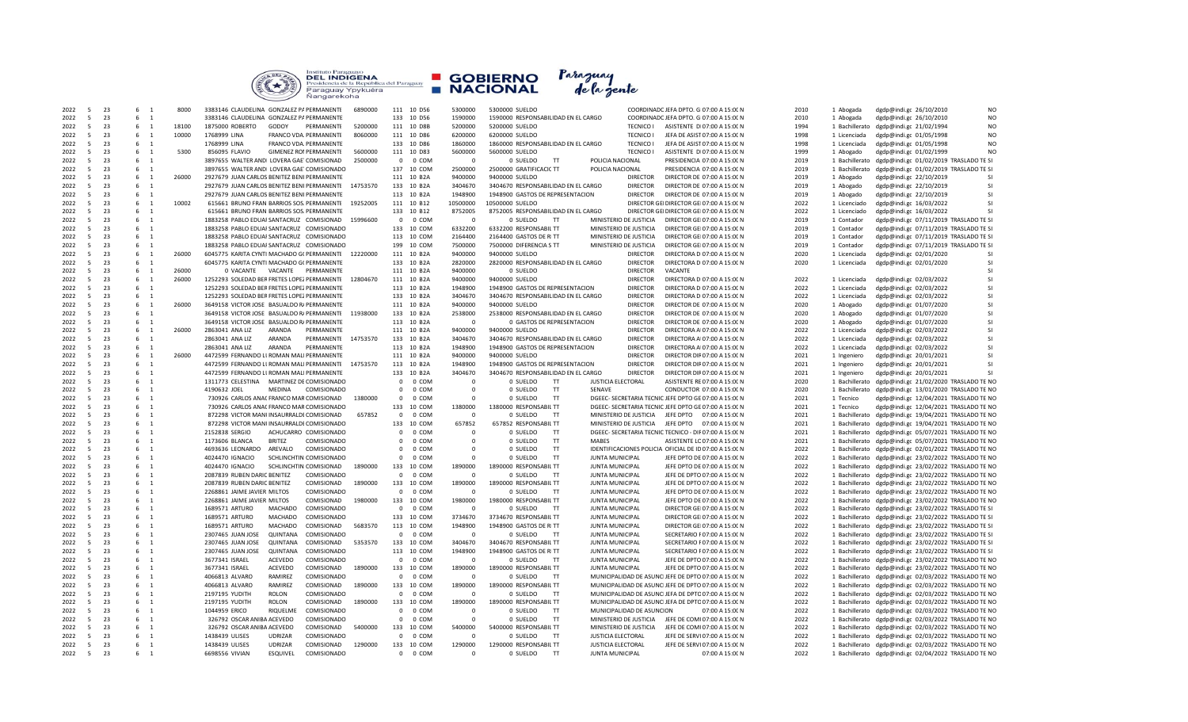| | | | | | | | | | | | | | | | | | | | | | | | | | |
|---|---|---|---|---|---|---|---|---|---|---|---|---|---|---|---|---|---|---|---|---|---|---|---|---|---|
| 2022 | 5 | 23 | 6 | 1 | 8000 | 3383146 | CLAUDELINA | GONZALEZ PA | PERMANENTE | 6890000 | 111 | 10 | D56 | 5300000 | 5300000 | SUELDO | | COORDINADC | JEFA DPTO. G | 07:00 A 15:00 | N | 2010 | 1 | Abogada | dgdp@indi.gc 26/10/2010 | NO |
| 2022 | 5 | 23 | 6 | 1 | | 3383146 | CLAUDELINA | GONZALEZ PA | PERMANENTE | | 133 | 10 | D56 | 1590000 | 1590000 | RESPONSABILIDAD EN EL CARGO | | COORDINADC | JEFA DPTO. G | 07:00 A 15:00 | N | 2010 | 1 | Abogada | dgdp@indi.gc 26/10/2010 | NO |
| 2022 | 5 | 23 | 6 | 1 | 18100 | 1875000 | ROBERTO | GODOY | PERMANENTE | 5200000 | 111 | 10 | D8B | 5200000 | 5200000 | SUELDO | | TECNICO I | ASISTENTE D | 07:00 A 15:00 | N | 1994 | 1 | Bachillerato | dgdp@indi.gc 21/02/1994 | NO |
| 2022 | 5 | 23 | 6 | 1 | 10000 | 1768999 | LINA | FRANCO VDA. | PERMANENTE | 8060000 | 111 | 10 | D86 | 6200000 | 6200000 | SUELDO | | TECNICO I | JEFA DE ASIST | 07:00 A 15:00 | N | 1998 | 1 | Licenciada | dgdp@indi.gc 01/05/1998 | NO |
| 2022 | 5 | 23 | 6 | 1 | | 1768999 | LINA | FRANCO VDA. | PERMANENTE | | 133 | 10 | D86 | 1860000 | 1860000 | RESPONSABILIDAD EN EL CARGO | | TECNICO I | JEFA DE ASIST | 07:00 A 15:00 | N | 1998 | 1 | Licenciada | dgdp@indi.gc 01/05/1998 | NO |
| 2022 | 5 | 23 | 6 | 1 | 5300 | 856095 | FLAVIO | GIMENEZ ROM | PERMANENTE | 5600000 | 111 | 10 | D83 | 5600000 | 5600000 | SUELDO | | TECNICO I | ASISTENTE D | 07:00 A 15:00 | N | 1999 | 1 | Abogado | dgdp@indi.gc 01/02/1999 | NO |
| 2022 | 5 | 23 | 6 | 1 | | 3897655 | WALTER ANDI | LOVERA GAE | COMISIONAD | 2500000 | 0 | 0 | COM | 0 | 0 | SUELDO | TT | POLICIA NACIONAL | PRESIDENCIA | 07:00 A 15:00 | N | 2019 | 1 | Bachillerato | dgdp@indi.gc 01/02/2019 | TRASLADO TE SI |
| 2022 | 5 | 23 | 6 | 1 | | 3897655 | WALTER ANDI | LOVERA GAE | COMISIONADO | | 137 | 10 | COM | 2500000 | 2500000 | GRATIFICACIC | TT | POLICIA NACIONAL | PRESIDENCIA | 07:00 A 15:00 | N | 2019 | 1 | Bachillerato | dgdp@indi.gc 01/02/2019 | TRASLADO TE SI |
| 2022 | 5 | 23 | 6 | 1 | 26000 | 2927679 | JUAN CARLOS | BENITEZ BENI | PERMANENTE | | 111 | 10 | B2A | 9400000 | 9400000 | SUELDO | | DIRECTOR | DIRECTOR DE | 07:00 A 15:00 | N | 2019 | 1 | Abogado | dgdp@indi.gc 22/10/2019 | SI |
| 2022 | 5 | 23 | 6 | 1 | | 2927679 | JUAN CARLOS | BENITEZ BENI | PERMANENTE | 14753570 | 133 | 10 | B2A | 3404670 | 3404670 | RESPONSABILIDAD EN EL CARGO | | DIRECTOR | DIRECTOR DE | 07:00 A 15:00 | N | 2019 | 1 | Abogado | dgdp@indi.gc 22/10/2019 | SI |
| 2022 | 5 | 23 | 6 | 1 | | 2927679 | JUAN CARLOS | BENITEZ BENI | PERMANENTE | | 113 | 10 | B2A | 1948900 | 1948900 | GASTOS DE REPRESENTACION | | DIRECTOR | DIRECTOR DE | 07:00 A 15:00 | N | 2019 | 1 | Abogado | dgdp@indi.gc 22/10/2019 | SI |
| 2022 | 5 | 23 | 6 | 1 | 10002 | 615661 | BRUNO FRAN | BARRIOS SOS | PERMANENTE | 19252005 | 111 | 10 | B12 | 10500000 | 10500000 | SUELDO | | DIRECTOR GEI | DIRECTOR GE | 07:00 A 15:00 | N | 2022 | 1 | Licenciado | dgdp@indi.gc 16/03/2022 | SI |
| 2022 | 5 | 23 | 6 | 1 | | 615661 | BRUNO FRAN | BARRIOS SOS | PERMANENTE | | 133 | 10 | B12 | 8752005 | 8752005 | RESPONSABILIDAD EN EL CARGO | | DIRECTOR GEI | DIRECTOR GE | 07:00 A 15:00 | N | 2022 | 1 | Licenciado | dgdp@indi.gc 16/03/2022 | SI |
| 2022 | 5 | 23 | 6 | 1 | | 1883258 | PABLO EDUAI | SANTACRUZ | COMISIONADO | 15996600 | 0 | 0 | COM | 0 | 0 | SUELDO | TT | MINISTERIO DE JUSTICIA | DIRECTOR GE | 07:00 A 15:00 | N | 2019 | 1 | Contador | dgdp@indi.gc 07/11/2019 | TRASLADO TE SI |
| 2022 | 5 | 23 | 6 | 1 | | 1883258 | PABLO EDUAI | SANTACRUZ | COMISIONADO | | 133 | 10 | COM | 6332200 | 6332200 | RESPONSABIL | TT | MINISTERIO DE JUSTICIA | DIRECTOR GE | 07:00 A 15:00 | N | 2019 | 1 | Contador | dgdp@indi.gc 07/11/2019 | TRASLADO TE SI |
| 2022 | 5 | 23 | 6 | 1 | | 1883258 | PABLO EDUAI | SANTACRUZ | COMISIONADO | | 113 | 10 | COM | 2164400 | 2164400 | GASTOS DE R | TT | MINISTERIO DE JUSTICIA | DIRECTOR GE | 07:00 A 15:00 | N | 2019 | 1 | Contador | dgdp@indi.gc 07/11/2019 | TRASLADO TE SI |
| 2022 | 5 | 23 | 6 | 1 | | 1883258 | PABLO EDUAI | SANTACRUZ | COMISIONADO | | 199 | 10 | COM | 7500000 | 7500000 | DIFERENCIA S | TT | MINISTERIO DE JUSTICIA | DIRECTOR GE | 07:00 A 15:00 | N | 2019 | 1 | Contador | dgdp@indi.gc 07/11/2019 | TRASLADO TE SI |
| 2022 | 5 | 23 | 6 | 1 | 26000 | 6045775 | KARITA CYNTI | MACHADO GI | PERMANENTE | 12220000 | 111 | 10 | B2A | 9400000 | 9400000 | SUELDO | | DIRECTOR | DIRECTORA D | 07:00 A 15:00 | N | 2020 | 1 | Licenciada | dgdp@indi.gc 02/01/2020 | SI |
| 2022 | 5 | 23 | 6 | 1 | | 6045775 | KARITA CYNTI | MACHADO GI | PERMANENTE | | 133 | 10 | B2A | 2820000 | 2820000 | RESPONSABILIDAD EN EL CARGO | | DIRECTOR | DIRECTORA D | 07:00 A 15:00 | N | 2020 | 1 | Licenciada | dgdp@indi.gc 02/01/2020 | SI |
| 2022 | 5 | 23 | 6 | 1 | 26000 | 0 | VACANTE | VACANTE | PERMANENTE | | 111 | 10 | B2A | 9400000 | 0 | SUELDO | | DIRECTOR | VACANTE | | | | | | | SI |
| 2022 | 5 | 23 | 6 | 1 | 26000 | 1252293 | SOLEDAD BER | FRETES LOPEZ | PERMANENTE | 12804670 | 111 | 10 | B2A | 9400000 | 9400000 | SUELDO | | DIRECTOR | DIRECTORA D | 07:00 A 15:00 | N | 2022 | 1 | Licenciada | dgdp@indi.gc 02/03/2022 | SI |
| 2022 | 5 | 23 | 6 | 1 | | 1252293 | SOLEDAD BER | FRETES LOPEZ | PERMANENTE | | 113 | 10 | B2A | 1948900 | 1948900 | GASTOS DE REPRESENTACION | | DIRECTOR | DIRECTORA D | 07:00 A 15:00 | N | 2022 | 1 | Licenciada | dgdp@indi.gc 02/03/2022 | SI |
| 2022 | 5 | 23 | 6 | 1 | | 1252293 | SOLEDAD BER | FRETES LOPEZ | PERMANENTE | | 133 | 10 | B2A | 3404670 | 3404670 | RESPONSABILIDAD EN EL CARGO | | DIRECTOR | DIRECTORA D | 07:00 A 15:00 | N | 2022 | 1 | Licenciada | dgdp@indi.gc 02/03/2022 | SI |
| 2022 | 5 | 23 | 6 | 1 | 26000 | 3649158 | VICTOR JOSE | BASUALDO R | PERMANENTE | | 111 | 10 | B2A | 9400000 | 9400000 | SUELDO | | DIRECTOR | DIRECTOR DE | 07:00 A 15:00 | N | 2020 | 1 | Abogado | dgdp@indi.gc 01/07/2020 | SI |
| 2022 | 5 | 23 | 6 | 1 | | 3649158 | VICTOR JOSE | BASUALDO R | PERMANENTE | 11938000 | 133 | 10 | B2A | 2538000 | 2538000 | RESPONSABILIDAD EN EL CARGO | | DIRECTOR | DIRECTOR DE | 07:00 A 15:00 | N | 2020 | 1 | Abogado | dgdp@indi.gc 01/07/2020 | SI |
| 2022 | 5 | 23 | 6 | 1 | | 3649158 | VICTOR JOSE | BASUALDO R | PERMANENTE | | 113 | 10 | B2A | 0 | 0 | GASTOS DE REPRESENTACION | | DIRECTOR | DIRECTOR DE | 07:00 A 15:00 | N | 2020 | 1 | Abogado | dgdp@indi.gc 01/07/2020 | SI |
| 2022 | 5 | 23 | 6 | 1 | 26000 | 2863041 | ANA LIZ | ARANDA | PERMANENTE | | 111 | 10 | B2A | 9400000 | 9400000 | SUELDO | | DIRECTOR | DIRECTORA A | 07:00 A 15:00 | N | 2022 | 1 | Licenciada | dgdp@indi.gc 02/03/2022 | SI |
| 2022 | 5 | 23 | 6 | 1 | | 2863041 | ANA LIZ | ARANDA | PERMANENTE | 14753570 | 133 | 10 | B2A | 3404670 | 3404670 | RESPONSABILIDAD EN EL CARGO | | DIRECTOR | DIRECTORA A | 07:00 A 15:00 | N | 2022 | 1 | Licenciada | dgdp@indi.gc 02/03/2022 | SI |
| 2022 | 5 | 23 | 6 | 1 | | 2863041 | ANA LIZ | ARANDA | PERMANENTE | | 113 | 10 | B2A | 1948900 | 1948900 | GASTOS DE REPRESENTACION | | DIRECTOR | DIRECTORA A | 07:00 A 15:00 | N | 2022 | 1 | Licenciada | dgdp@indi.gc 02/03/2022 | SI |
| 2022 | 5 | 23 | 6 | 1 | 26000 | 4472599 | FERNANDO LI | ROMAN MALI | PERMANENTE | | 111 | 10 | B2A | 9400000 | 9400000 | SUELDO | | DIRECTOR | DIRECTOR DIF | 07:00 A 15:00 | N | 2021 | 1 | Ingeniero | dgdp@indi.gc 20/01/2021 | SI |
| 2022 | 5 | 23 | 6 | 1 | | 4472599 | FERNANDO LI | ROMAN MALI | PERMANENTE | 14753570 | 113 | 10 | B2A | 1948900 | 1948900 | GASTOS DE REPRESENTACION | | DIRECTOR | DIRECTOR DIF | 07:00 A 15:00 | N | 2021 | 1 | Ingeniero | dgdp@indi.gc 20/01/2021 | SI |
| 2022 | 5 | 23 | 6 | 1 | | 4472599 | FERNANDO LI | ROMAN MALI | PERMANENTE | | 133 | 10 | B2A | 3404670 | 3404670 | RESPONSABILIDAD EN EL CARGO | | DIRECTOR | DIRECTOR DIF | 07:00 A 15:00 | N | 2021 | 1 | Ingeniero | dgdp@indi.gc 20/01/2021 | SI |
| 2022 | 5 | 23 | 6 | 1 | | 1311773 | CELESTINA | MARTINEZ DE | COMISIONADO | | 0 | 0 | COM | 0 | 0 | SUELDO | TT | JUSTICIA ELECTORAL | ASISTENTE RE | 07:00 A 15:00 | N | 2020 | 1 | Bachillerato | dgdp@indi.gc 21/02/2020 | TRASLADO TE NO |
| 2022 | 5 | 23 | 6 | 1 | | 4190632 | JOEL | MEDINA | COMISIONADO | | 0 | 0 | COM | 0 | 0 | SUELDO | TT | SENAVE | CONDUCTOR | 07:00 A 15:00 | N | 2020 | 1 | Bachillerato | dgdp@indi.gc 13/01/2020 | TRASLADO TE NO |
| 2022 | 5 | 23 | 6 | 1 | | 730926 | CARLOS ANAC | FRANCO MAR | COMISIONADO | 1380000 | 0 | 0 | COM | 0 | 0 | SUELDO | TT | DGEEC- SECRETARIA TECNIC | JEFE DPTO GE | 07:00 A 15:00 | N | 2021 | 1 | Tecnico | dgdp@indi.gc 12/04/2021 | TRASLADO TE NO |
| 2022 | 5 | 23 | 6 | 1 | | 730926 | CARLOS ANAC | FRANCO MAR | COMISIONADO | | 133 | 10 | COM | 1380000 | 1380000 | RESPONSABIL | TT | DGEEC- SECRETARIA TECNIC | JEFE DPTO GE | 07:00 A 15:00 | N | 2021 | 1 | Tecnico | dgdp@indi.gc 12/04/2021 | TRASLADO TE NO |
| 2022 | 5 | 23 | 6 | 1 | | 872298 | VICTOR MANI | INSAURRALDI | COMISIONADO | 657852 | 0 | 0 | COM | 0 | 0 | SUELDO | TT | MINISTERIO DE JUSTICIA | JEFE DPTO | 07:00 A 15:00 | N | 2021 | 1 | Bachillerato | dgdp@indi.gc 19/04/2021 | TRASLADO TE NO |
| 2022 | 5 | 23 | 6 | 1 | | 872298 | VICTOR MANI | INSAURRALDI | COMISIONADO | | 133 | 10 | COM | 657852 | 657852 | RESPONSABIL | TT | MINISTERIO DE JUSTICIA | JEFE DPTO | 07:00 A 15:00 | N | 2021 | 1 | Bachillerato | dgdp@indi.gc 19/04/2021 | TRASLADO TE NO |
| 2022 | 5 | 23 | 6 | 1 | | 2152838 | SERGIO | ACHUCARRO | COMISIONADO | | 0 | 0 | COM | 0 | 0 | SUELDO | TT | DGEEC- SECRETARIA TECNIC | TECNICO - DII | 07:00 A 15:00 | N | 2021 | 1 | Bachillerato | dgdp@indi.gc 05/07/2021 | TRASLADO TE NO |
| 2022 | 5 | 23 | 6 | 1 | | 1173606 | BLANCA | BRITEZ | COMISIONADO | | 0 | 0 | COM | 0 | 0 | SUELDO | TT | MABES | ASISTENTE LC | 07:00 A 15:00 | N | 2021 | 1 | Bachillerato | dgdp@indi.gc 05/07/2021 | TRASLADO TE NO |
| 2022 | 5 | 23 | 6 | 1 | | 4693636 | LEONARDO | AREVALO | COMISIONADO | | 0 | 0 | COM | 0 | 0 | SUELDO | TT | IDENTIFICACIONES POLICIA | OFICIAL DE ID | 07:00 A 15:00 | N | 2022 | 1 | Bachillerato | dgdp@indi.gc 02/01/2022 | TRASLADO TE NO |
| 2022 | 5 | 23 | 6 | 1 | | 4024470 | IGNACIO | SCHLINCHTIN | COMISIONADO | | 0 | 0 | COM | 0 | 0 | SUELDO | TT | JUNTA MUNICIPAL | JEFE DPTO DE | 07:00 A 15:00 | N | 2022 | 1 | Bachillerato | dgdp@indi.gc 23/02/2022 | TRASLADO TE NO |
| 2022 | 5 | 23 | 6 | 1 | | 4024470 | IGNACIO | SCHLINCHTIN | COMISIONADO | 1890000 | 133 | 10 | COM | 1890000 | 1890000 | RESPONSABIL | TT | JUNTA MUNICIPAL | JEFE DPTO DE | 07:00 A 15:00 | N | 2022 | 1 | Bachillerato | dgdp@indi.gc 23/02/2022 | TRASLADO TE NO |
| 2022 | 5 | 23 | 6 | 1 | | 2087839 | RUBEN DARIC | BENITEZ | COMISIONADO | | 0 | 0 | COM | 0 | 0 | SUELDO | TT | JUNTA MUNICIPAL | JEFE DE DPTO | 07:00 A 15:00 | N | 2022 | 1 | Bachillerato | dgdp@indi.gc 23/02/2022 | TRASLADO TE NO |
| 2022 | 5 | 23 | 6 | 1 | | 2087839 | RUBEN DARIC | BENITEZ | COMISIONADO | 1890000 | 133 | 10 | COM | 1890000 | 1890000 | RESPONSABIL | TT | JUNTA MUNICIPAL | JEFE DE DPTO | 07:00 A 15:00 | N | 2022 | 1 | Bachillerato | dgdp@indi.gc 23/02/2022 | TRASLADO TE NO |
| 2022 | 5 | 23 | 6 | 1 | | 2268861 | JAIME JAVIER | MILTOS | COMISIONADO | | 0 | 0 | COM | 0 | 0 | SUELDO | TT | JUNTA MUNICIPAL | JEFE DPTO DE | 07:00 A 15:00 | N | 2022 | 1 | Bachillerato | dgdp@indi.gc 23/02/2022 | TRASLADO TE NO |
| 2022 | 5 | 23 | 6 | 1 | | 2268861 | JAIME JAVIER | MILTOS | COMISIONADO | 1980000 | 133 | 10 | COM | 1980000 | 1980000 | RESPONSABIL | TT | JUNTA MUNICIPAL | JEFE DPTO DE | 07:00 A 15:00 | N | 2022 | 1 | Bachillerato | dgdp@indi.gc 23/02/2022 | TRASLADO TE NO |
| 2022 | 5 | 23 | 6 | 1 | | 1689571 | ARTURO | MACHADO | COMISIONADO | | 0 | 0 | COM | 0 | 0 | SUELDO | TT | JUNTA MUNICIPAL | DIRECTOR GE | 07:00 A 15:00 | N | 2022 | 1 | Bachillerato | dgdp@indi.gc 23/02/2022 | TRASLADO TE SI |
| 2022 | 5 | 23 | 6 | 1 | | 1689571 | ARTURO | MACHADO | COMISIONADO | | 133 | 10 | COM | 3734670 | 3734670 | RESPONSABIL | TT | JUNTA MUNICIPAL | DIRECTOR GE | 07:00 A 15:00 | N | 2022 | 1 | Bachillerato | dgdp@indi.gc 23/02/2022 | TRASLADO TE SI |
| 2022 | 5 | 23 | 6 | 1 | | 1689571 | ARTURO | MACHADO | COMISIONADO | 5683570 | 113 | 10 | COM | 1948900 | 1948900 | GASTOS DE R | TT | JUNTA MUNICIPAL | DIRECTOR GE | 07:00 A 15:00 | N | 2022 | 1 | Bachillerato | dgdp@indi.gc 23/02/2022 | TRASLADO TE SI |
| 2022 | 5 | 23 | 6 | 1 | | 2307465 | JUAN JOSE | QUINTANA | COMISIONADO | | 0 | 0 | COM | 0 | 0 | SUELDO | TT | JUNTA MUNICIPAL | SECRETARIO F | 07:00 A 15:00 | N | 2022 | 1 | Bachillerato | dgdp@indi.gc 23/02/2022 | TRASLADO TE SI |
| 2022 | 5 | 23 | 6 | 1 | | 2307465 | JUAN JOSE | QUINTANA | COMISIONADO | 5353570 | 133 | 10 | COM | 3404670 | 3404670 | RESPONSABIL | TT | JUNTA MUNICIPAL | SECRETARIO F | 07:00 A 15:00 | N | 2022 | 1 | Bachillerato | dgdp@indi.gc 23/02/2022 | TRASLADO TE SI |
| 2022 | 5 | 23 | 6 | 1 | | 2307465 | JUAN JOSE | QUINTANA | COMISIONADO | | 113 | 10 | COM | 1948900 | 1948900 | GASTOS DE R | TT | JUNTA MUNICIPAL | SECRETARIO F | 07:00 A 15:00 | N | 2022 | 1 | Bachillerato | dgdp@indi.gc 23/02/2022 | TRASLADO TE SI |
| 2022 | 5 | 23 | 6 | 1 | | 3677341 | ISRAEL | ACEVEDO | COMISIONADO | | 0 | 0 | COM | 0 | 0 | SUELDO | TT | JUNTA MUNICIPAL | JEFE DE DPTO | 07:00 A 15:00 | N | 2022 | 1 | Bachillerato | dgdp@indi.gc 23/02/2022 | TRASLADO TE NO |
| 2022 | 5 | 23 | 6 | 1 | | 3677341 | ISRAEL | ACEVEDO | COMISIONADO | 1890000 | 133 | 10 | COM | 1890000 | 1890000 | RESPONSABIL | TT | JUNTA MUNICIPAL | JEFE DE DPTO | 07:00 A 15:00 | N | 2022 | 1 | Bachillerato | dgdp@indi.gc 23/02/2022 | TRASLADO TE NO |
| 2022 | 5 | 23 | 6 | 1 | | 4066813 | ALVARO | RAMIREZ | COMISIONADO | | 0 | 0 | COM | 0 | 0 | SUELDO | TT | MUNICIPALIDAD DE ASUNC | JEFE DE DPTO | 07:00 A 15:00 | N | 2022 | 1 | Bachillerato | dgdp@indi.gc 02/03/2022 | TRASLADO TE NO |
| 2022 | 5 | 23 | 6 | 1 | | 4066813 | ALVARO | RAMIREZ | COMISIONADO | 1890000 | 133 | 10 | COM | 1890000 | 1890000 | RESPONSABIL | TT | MUNICIPALIDAD DE ASUNC | JEFE DE DPTO | 07:00 A 15:00 | N | 2022 | 1 | Bachillerato | dgdp@indi.gc 02/03/2022 | TRASLADO TE NO |
| 2022 | 5 | 23 | 6 | 1 | | 2197195 | YUDITH | ROLON | COMISIONADO | | 0 | 0 | COM | 0 | 0 | SUELDO | TT | MUNICIPALIDAD DE ASUNC | JEFA DE DPTC | 07:00 A 15:00 | N | 2022 | 1 | Bachillerato | dgdp@indi.gc 02/03/2022 | TRASLADO TE NO |
| 2022 | 5 | 23 | 6 | 1 | | 2197195 | YUDITH | ROLON | COMISIONADO | 1890000 | 133 | 10 | COM | 1890000 | 1890000 | RESPONSABIL | TT | MUNICIPALIDAD DE ASUNC | JEFA DE DPTC | 07:00 A 15:00 | N | 2022 | 1 | Bachillerato | dgdp@indi.gc 02/03/2022 | TRASLADO TE NO |
| 2022 | 5 | 23 | 6 | 1 | | 1044959 | ERICO | RIQUELME | COMISIONADO | | 0 | 0 | COM | 0 | 0 | SUELDO | TT | MUNICIPALIDAD DE ASUNCION | | 07:00 A 15:00 | N | 2022 | 1 | Bachillerato | dgdp@indi.gc 02/03/2022 | TRASLADO TE NO |
| 2022 | 5 | 23 | 6 | 1 | | 326792 | OSCAR ANIBA | ACEVEDO | COMISIONADO | | 0 | 0 | COM | 0 | 0 | SUELDO | TT | MINISTERIO DE JUSTICIA | JEFE DE COMI | 07:00 A 15:00 | N | 2022 | 1 | Bachillerato | dgdp@indi.gc 02/03/2022 | TRASLADO TE NO |
| 2022 | 5 | 23 | 6 | 1 | | 326792 | OSCAR ANIBA | ACEVEDO | COMISIONADO | 5400000 | 133 | 10 | COM | 5400000 | 5400000 | RESPONSABIL | TT | MINISTERIO DE JUSTICIA | JEFE DE COMI | 07:00 A 15:00 | N | 2022 | 1 | Bachillerato | dgdp@indi.gc 02/03/2022 | TRASLADO TE NO |
| 2022 | 5 | 23 | 6 | 1 | | 1438439 | ULISES | UDRIZAR | COMISIONADO | | 0 | 0 | COM | 0 | 0 | SUELDO | TT | JUSTICIA ELECTORAL | JEFE DE SERVI | 07:00 A 15:00 | N | 2022 | 1 | Bachillerato | dgdp@indi.gc 02/03/2022 | TRASLADO TE NO |
| 2022 | 5 | 23 | 6 | 1 | | 1438439 | ULISES | UDRIZAR | COMISIONADO | 1290000 | 133 | 10 | COM | 1290000 | 1290000 | RESPONSABIL | TT | JUSTICIA ELECTORAL | JEFE DE SERVI | 07:00 A 15:00 | N | 2022 | 1 | Bachillerato | dgdp@indi.gc 02/03/2022 | TRASLADO TE NO |
| 2022 | 5 | 23 | 6 | 1 | | 6698556 | VIVIAN | ESQUIVEL | COMISIONADO | | 0 | 0 | COM | 0 | 0 | SUELDO | TT | JUNTA MUNICIPAL | | 07:00 A 15:00 | N | 2022 | 1 | Bachillerato | dgdp@indi.gc 02/04/2022 | TRASLADO TE NO |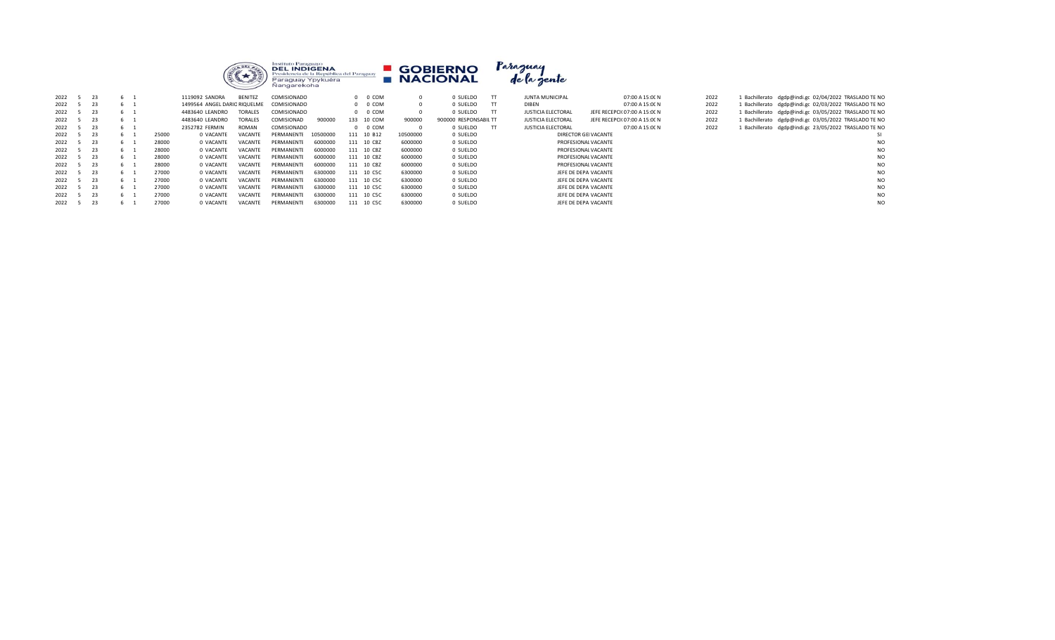| | | | | | | | | | | | | | | | | | | | | | | | | | | | | |
|---|---|---|---|---|---|---|---|---|---|---|---|---|---|---|---|---|---|---|---|---|---|---|---|---|---|---|---|---|
| 2022 | 5 | 23 | 6 | 1 | | 1119092 | SANDRA | BENITEZ | COMISIONADO | | 0 | 0 | COM | 0 | 0 | SUELDO | TT | JUNTA MUNICIPAL | | 07:00 A 15:0( | N | 2022 | 1 | Bachillerato | dgdp@indi.gc | 02/04/2022 | TRASLADO TE | NO |
| 2022 | 5 | 23 | 6 | 1 | | 1499564 | ANGEL DARIC | RIQUELME | COMISIONADO | | 0 | 0 | COM | 0 | 0 | SUELDO | TT | DIBEN | | 07:00 A 15:0( | N | 2022 | 1 | Bachillerato | dgdp@indi.gc | 02/03/2022 | TRASLADO TE | NO |
| 2022 | 5 | 23 | 6 | 1 | | 4483640 | LEANDRO | TORALES | COMISIONADO | | 0 | 0 | COM | 0 | 0 | SUELDO | TT | JUSTICIA ELECTORAL | JEFE RECEPCI( | 07:00 A 15:0( | N | 2022 | 1 | Bachillerato | dgdp@indi.gc | 03/05/2022 | TRASLADO TE | NO |
| 2022 | 5 | 23 | 6 | 1 | | 4483640 | LEANDRO | TORALES | COMISIONAD | 900000 | 133 | 10 | COM | 900000 | 900000 | RESPONSABIL | TT | JUSTICIA ELECTORAL | JEFE RECEPCI( | 07:00 A 15:0( | N | 2022 | 1 | Bachillerato | dgdp@indi.gc | 03/05/2022 | TRASLADO TE | NO |
| 2022 | 5 | 23 | 6 | 1 | | 2352782 | FERMIN | ROMAN | COMISIONADO | | 0 | 0 | COM | 0 | 0 | SUELDO | TT | JUSTICIA ELECTORAL | | 07:00 A 15:0( | N | 2022 | 1 | Bachillerato | dgdp@indi.gc | 23/05/2022 | TRASLADO TE | NO |
| 2022 | 5 | 23 | 6 | 1 | 25000 | 0 | VACANTE | VACANTE | PERMANENTE | 10500000 | 111 | 10 | B12 | 10500000 | 0 | SUELDO | | | DIRECTOR GEI | VACANTE | | | | | | | | SI |
| 2022 | 5 | 23 | 6 | 1 | 28000 | 0 | VACANTE | VACANTE | PERMANENTE | 6000000 | 111 | 10 | CBZ | 6000000 | 0 | SUELDO | | | PROFESIONAL | VACANTE | | | | | | | | NO |
| 2022 | 5 | 23 | 6 | 1 | 28000 | 0 | VACANTE | VACANTE | PERMANENTE | 6000000 | 111 | 10 | CBZ | 6000000 | 0 | SUELDO | | | PROFESIONAL | VACANTE | | | | | | | | NO |
| 2022 | 5 | 23 | 6 | 1 | 28000 | 0 | VACANTE | VACANTE | PERMANENTE | 6000000 | 111 | 10 | CBZ | 6000000 | 0 | SUELDO | | | PROFESIONAL | VACANTE | | | | | | | | NO |
| 2022 | 5 | 23 | 6 | 1 | 28000 | 0 | VACANTE | VACANTE | PERMANENTE | 6000000 | 111 | 10 | CBZ | 6000000 | 0 | SUELDO | | | PROFESIONAL | VACANTE | | | | | | | | NO |
| 2022 | 5 | 23 | 6 | 1 | 27000 | 0 | VACANTE | VACANTE | PERMANENTE | 6300000 | 111 | 10 | C5C | 6300000 | 0 | SUELDO | | | JEFE DE DEPA | VACANTE | | | | | | | | NO |
| 2022 | 5 | 23 | 6 | 1 | 27000 | 0 | VACANTE | VACANTE | PERMANENTE | 6300000 | 111 | 10 | C5C | 6300000 | 0 | SUELDO | | | JEFE DE DEPA | VACANTE | | | | | | | | NO |
| 2022 | 5 | 23 | 6 | 1 | 27000 | 0 | VACANTE | VACANTE | PERMANENTE | 6300000 | 111 | 10 | C5C | 6300000 | 0 | SUELDO | | | JEFE DE DEPA | VACANTE | | | | | | | | NO |
| 2022 | 5 | 23 | 6 | 1 | 27000 | 0 | VACANTE | VACANTE | PERMANENTE | 6300000 | 111 | 10 | C5C | 6300000 | 0 | SUELDO | | | JEFE DE DEPA | VACANTE | | | | | | | | NO |